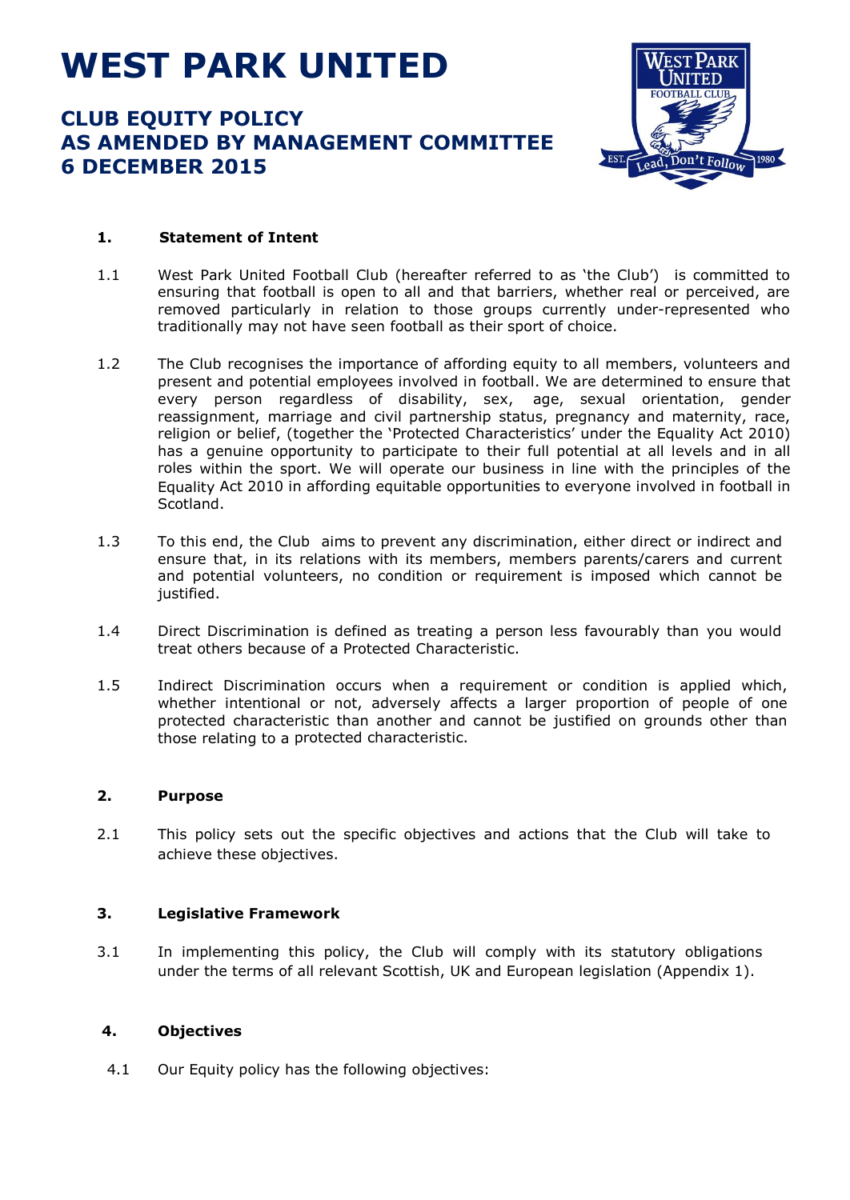# WEST PARK UNITED

## CLUB EQUITY POLICY
## AS AMENDED BY MANAGEMENT COMMITTEE
## 6 DECEMBER 2015

### 1. Statement of Intent

1.1 West Park United Football Club (hereafter referred to as 'the Club') is committed to ensuring that football is open to all and that barriers, whether real or perceived, are removed particularly in relation to those groups currently under-represented who traditionally may not have seen football as their sport of choice.

1.2 The Club recognises the importance of affording equity to all members, volunteers and present and potential employees involved in football. We are determined to ensure that every person regardless of disability, sex, age, sexual orientation, gender reassignment, marriage and civil partnership status, pregnancy and maternity, race, religion or belief, (together the 'Protected Characteristics' under the Equality Act 2010) has a genuine opportunity to participate to their full potential at all levels and in all roles within the sport. We will operate our business in line with the principles of the Equality Act 2010 in affording equitable opportunities to everyone involved in football in Scotland.

1.3 To this end, the Club aims to prevent any discrimination, either direct or indirect and ensure that, in its relations with its members, members parents/carers and current and potential volunteers, no condition or requirement is imposed which cannot be justified.

1.4 Direct Discrimination is defined as treating a person less favourably than you would treat others because of a Protected Characteristic.

1.5 Indirect Discrimination occurs when a requirement or condition is applied which, whether intentional or not, adversely affects a larger proportion of people of one protected characteristic than another and cannot be justified on grounds other than those relating to a protected characteristic.

### 2. Purpose

2.1 This policy sets out the specific objectives and actions that the Club will take to achieve these objectives.

### 3. Legislative Framework

3.1 In implementing this policy, the Club will comply with its statutory obligations under the terms of all relevant Scottish, UK and European legislation (Appendix 1).

### 4. Objectives

4.1 Our Equity policy has the following objectives: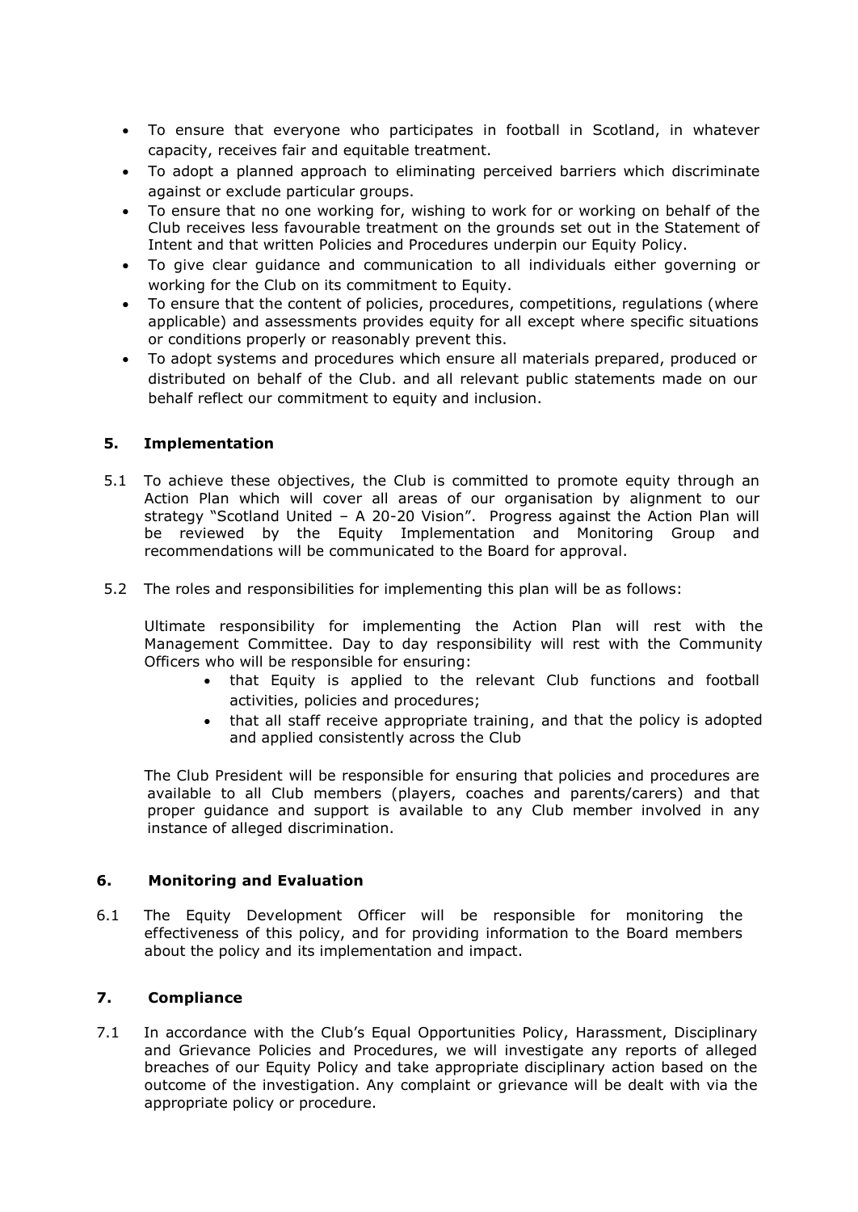- To ensure that everyone who participates in football in Scotland, in whatever capacity, receives fair and equitable treatment.
- To adopt a planned approach to eliminating perceived barriers which discriminate against or exclude particular groups.
- To ensure that no one working for, wishing to work for or working on behalf of the Club receives less favourable treatment on the grounds set out in the Statement of Intent and that written Policies and Procedures underpin our Equity Policy.
- To give clear guidance and communication to all individuals either governing or working for the Club on its commitment to Equity.
- To ensure that the content of policies, procedures, competitions, regulations (where applicable) and assessments provides equity for all except where specific situations or conditions properly or reasonably prevent this.
- To adopt systems and procedures which ensure all materials prepared, produced or distributed on behalf of the Club. and all relevant public statements made on our behalf reflect our commitment to equity and inclusion.

## 5. Implementation

5.1 To achieve these objectives, the Club is committed to promote equity through an Action Plan which will cover all areas of our organisation by alignment to our strategy "Scotland United – A 20-20 Vision". Progress against the Action Plan will be reviewed by the Equity Implementation and Monitoring Group and recommendations will be communicated to the Board for approval.

5.2 The roles and responsibilities for implementing this plan will be as follows:

Ultimate responsibility for implementing the Action Plan will rest with the Management Committee. Day to day responsibility will rest with the Community Officers who will be responsible for ensuring:

- that Equity is applied to the relevant Club functions and football activities, policies and procedures;
- that all staff receive appropriate training, and that the policy is adopted and applied consistently across the Club

The Club President will be responsible for ensuring that policies and procedures are available to all Club members (players, coaches and parents/carers) and that proper guidance and support is available to any Club member involved in any instance of alleged discrimination.

## 6. Monitoring and Evaluation

6.1 The Equity Development Officer will be responsible for monitoring the effectiveness of this policy, and for providing information to the Board members about the policy and its implementation and impact.

## 7. Compliance

7.1 In accordance with the Club's Equal Opportunities Policy, Harassment, Disciplinary and Grievance Policies and Procedures, we will investigate any reports of alleged breaches of our Equity Policy and take appropriate disciplinary action based on the outcome of the investigation. Any complaint or grievance will be dealt with via the appropriate policy or procedure.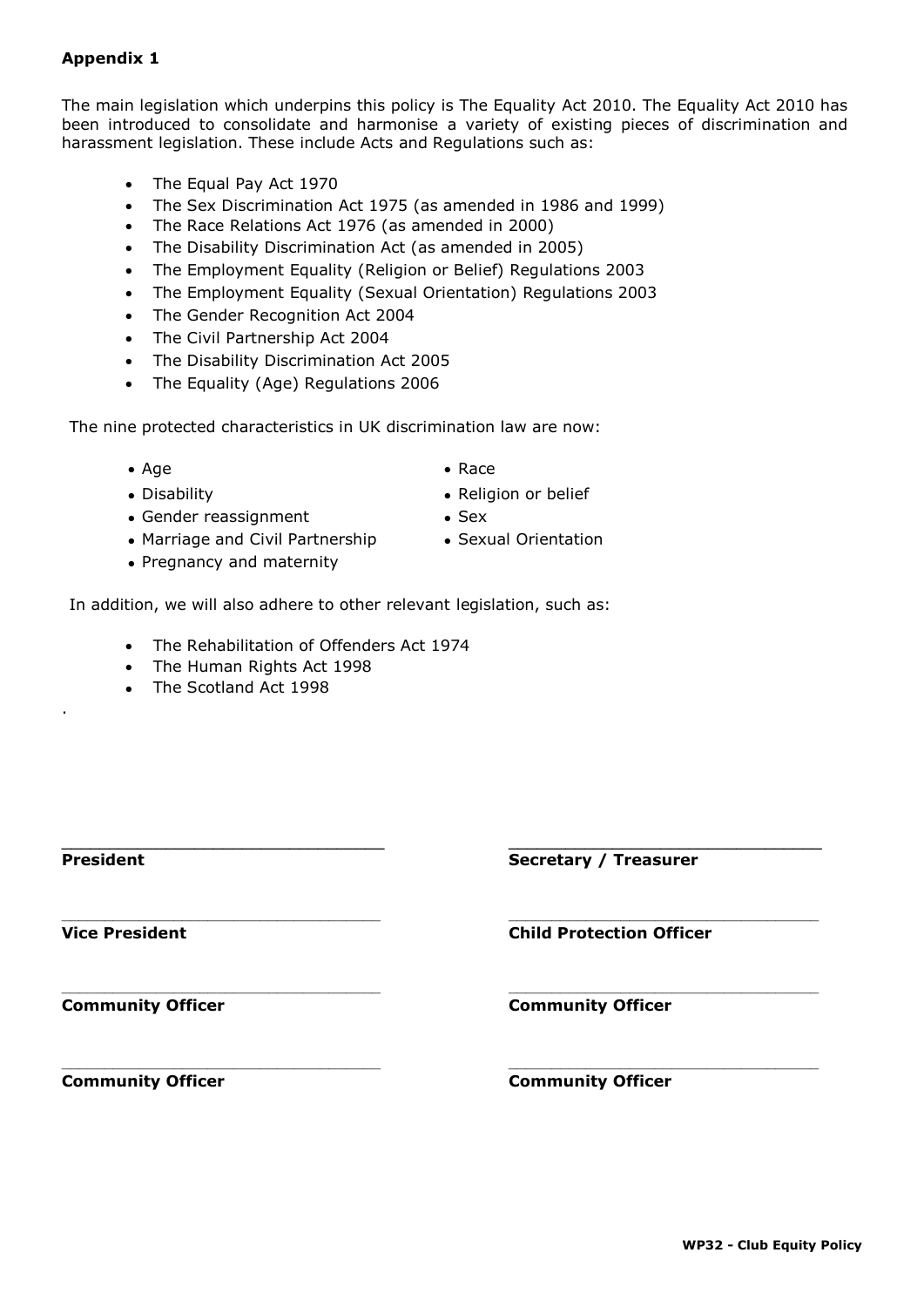## Appendix 1

The main legislation which underpins this policy is The Equality Act 2010. The Equality Act 2010 has been introduced to consolidate and harmonise a variety of existing pieces of discrimination and harassment legislation. These include Acts and Regulations such as:

- The Equal Pay Act 1970
- The Sex Discrimination Act 1975 (as amended in 1986 and 1999)
- The Race Relations Act 1976 (as amended in 2000)
- The Disability Discrimination Act (as amended in 2005)
- The Employment Equality (Religion or Belief) Regulations 2003
- The Employment Equality (Sexual Orientation) Regulations 2003
- The Gender Recognition Act 2004
- The Civil Partnership Act 2004
- The Disability Discrimination Act 2005
- The Equality (Age) Regulations 2006

The nine protected characteristics in UK discrimination law are now:

- Age
- Disability
- Gender reassignment
- Marriage and Civil Partnership
- Pregnancy and maternity
- Race
- Religion or belief
- Sex
- Sexual Orientation

In addition, we will also adhere to other relevant legislation, such as:

- The Rehabilitation of Offenders Act 1974
- The Human Rights Act 1998
- The Scotland Act 1998

.

| | |
|---|---|
| ______________________________ | ______________________________ |
| **President** | **Secretary / Treasurer** |
| ______________________________ | ______________________________ |
| **Vice President** | **Child Protection Officer** |
| ______________________________ | ______________________________ |
| **Community Officer** | **Community Officer** |
| ______________________________ | ______________________________ |
| **Community Officer** | **Community Officer** |

**WP32 - Club Equity Policy**